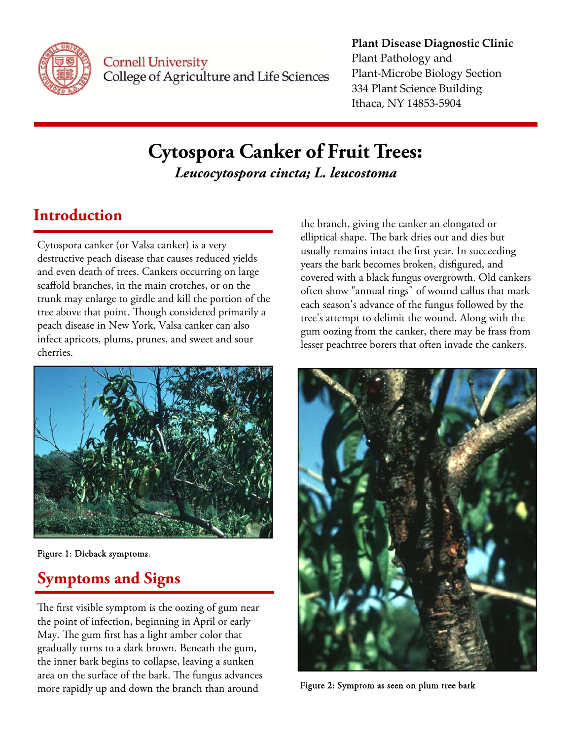Cornell University
College of Agriculture and Life Sciences

**Plant Disease Diagnostic Clinic**
Plant Pathology and
Plant-Microbe Biology Section
334 Plant Science Building
Ithaca, NY 14853-5904

# Cytospora Canker of Fruit Trees:

## *Leucocytospora cincta; L. leucostoma*

## Introduction

Cytospora canker (or Valsa canker) is a very destructive peach disease that causes reduced yields and even death of trees. Cankers occurring on large scaffold branches, in the main crotches, or on the trunk may enlarge to girdle and kill the portion of the tree above that point. Though considered primarily a peach disease in New York, Valsa canker can also infect apricots, plums, prunes, and sweet and sour cherries.

Figure 1: Dieback symptoms.

## Symptoms and Signs

The first visible symptom is the oozing of gum near the point of infection, beginning in April or early May. The gum first has a light amber color that gradually turns to a dark brown. Beneath the gum, the inner bark begins to collapse, leaving a sunken area on the surface of the bark. The fungus advances more rapidly up and down the branch than around the branch, giving the canker an elongated or elliptical shape. The bark dries out and dies but usually remains intact the first year. In succeeding years the bark becomes broken, disfigured, and covered with a black fungus overgrowth. Old cankers often show "annual rings" of wound callus that mark each season's advance of the fungus followed by the tree's attempt to delimit the wound. Along with the gum oozing from the canker, there may be frass from lesser peachtree borers that often invade the cankers.

Figure 2: Symptom as seen on plum tree bark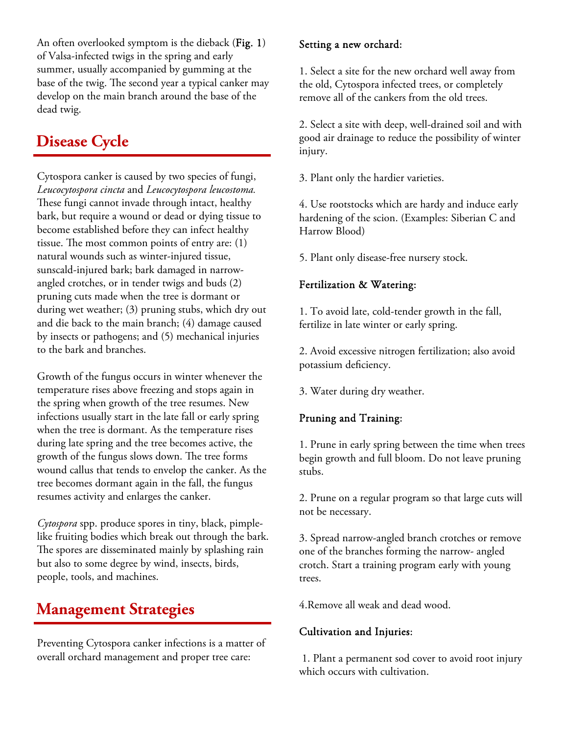An often overlooked symptom is the dieback (**Fig. 1**) of Valsa-infected twigs in the spring and early summer, usually accompanied by gumming at the base of the twig. The second year a typical canker may develop on the main branch around the base of the dead twig.

## Disease Cycle

Cytospora canker is caused by two species of fungi, *Leucocytospora cincta* and *Leucocytospora leucostoma.* These fungi cannot invade through intact, healthy bark, but require a wound or dead or dying tissue to become established before they can infect healthy tissue. The most common points of entry are: (1) natural wounds such as winter-injured tissue, sunscald-injured bark; bark damaged in narrow-angled crotches, or in tender twigs and buds (2) pruning cuts made when the tree is dormant or during wet weather; (3) pruning stubs, which dry out and die back to the main branch; (4) damage caused by insects or pathogens; and (5) mechanical injuries to the bark and branches.

Growth of the fungus occurs in winter whenever the temperature rises above freezing and stops again in the spring when growth of the tree resumes. New infections usually start in the late fall or early spring when the tree is dormant. As the temperature rises during late spring and the tree becomes active, the growth of the fungus slows down. The tree forms wound callus that tends to envelop the canker. As the tree becomes dormant again in the fall, the fungus resumes activity and enlarges the canker.

*Cytospora* spp. produce spores in tiny, black, pimple-like fruiting bodies which break out through the bark. The spores are disseminated mainly by splashing rain but also to some degree by wind, insects, birds, people, tools, and machines.

## Management Strategies

Preventing Cytospora canker infections is a matter of overall orchard management and proper tree care:

### Setting a new orchard:

1. Select a site for the new orchard well away from the old, Cytospora infected trees, or completely remove all of the cankers from the old trees.

2. Select a site with deep, well-drained soil and with good air drainage to reduce the possibility of winter injury.

3. Plant only the hardier varieties.

4. Use rootstocks which are hardy and induce early hardening of the scion. (Examples: Siberian C and Harrow Blood)

5. Plant only disease-free nursery stock.

### Fertilization & Watering:

1. To avoid late, cold-tender growth in the fall, fertilize in late winter or early spring.

2. Avoid excessive nitrogen fertilization; also avoid potassium deficiency.

3. Water during dry weather.

### Pruning and Training:

1. Prune in early spring between the time when trees begin growth and full bloom. Do not leave pruning stubs.

2. Prune on a regular program so that large cuts will not be necessary.

3. Spread narrow-angled branch crotches or remove one of the branches forming the narrow- angled crotch. Start a training program early with young trees.

4.Remove all weak and dead wood.

### Cultivation and Injuries:

1. Plant a permanent sod cover to avoid root injury which occurs with cultivation.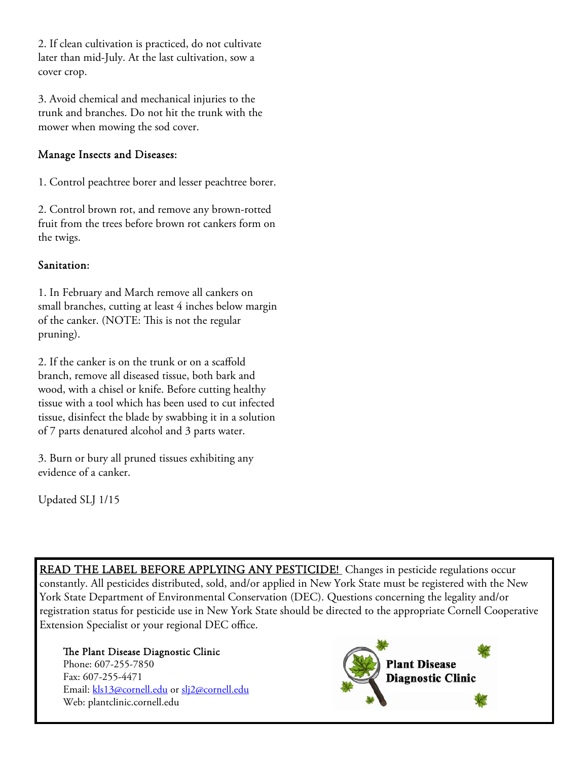2. If clean cultivation is practiced, do not cultivate later than mid-July. At the last cultivation, sow a cover crop.

3. Avoid chemical and mechanical injuries to the trunk and branches. Do not hit the trunk with the mower when mowing the sod cover.

## Manage Insects and Diseases:

1. Control peachtree borer and lesser peachtree borer.

2. Control brown rot, and remove any brown-rotted fruit from the trees before brown rot cankers form on the twigs.

## Sanitation:

1. In February and March remove all cankers on small branches, cutting at least 4 inches below margin of the canker. (NOTE: This is not the regular pruning).

2. If the canker is on the trunk or on a scaffold branch, remove all diseased tissue, both bark and wood, with a chisel or knife. Before cutting healthy tissue with a tool which has been used to cut infected tissue, disinfect the blade by swabbing it in a solution of 7 parts denatured alcohol and 3 parts water.

3. Burn or bury all pruned tissues exhibiting any evidence of a canker.

Updated SLJ 1/15

READ THE LABEL BEFORE APPLYING ANY PESTICIDE! Changes in pesticide regulations occur constantly. All pesticides distributed, sold, and/or applied in New York State must be registered with the New York State Department of Environmental Conservation (DEC). Questions concerning the legality and/or registration status for pesticide use in New York State should be directed to the appropriate Cornell Cooperative Extension Specialist or your regional DEC office.

The Plant Disease Diagnostic Clinic
Phone: 607-255-7850
Fax: 607-255-4471
Email: kls13@cornell.edu or slj2@cornell.edu
Web: plantclinic.cornell.edu

Plant Disease Diagnostic Clinic